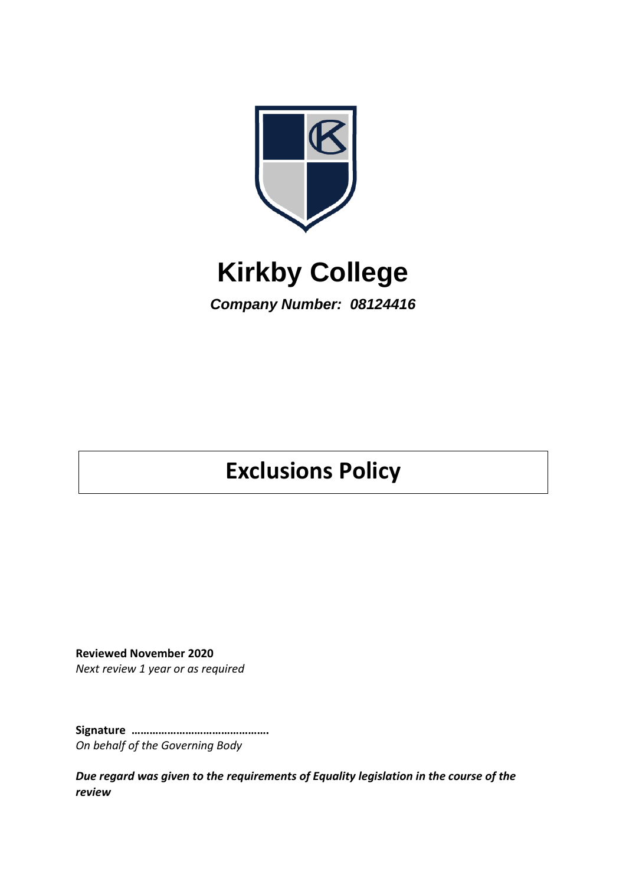# Kirkby College

***Company Number: 08124416***

## Exclusions Policy

**Reviewed November 2020**
*Next review 1 year or as required*

**Signature ……………………………………….**
*On behalf of the Governing Body*

***Due regard was given to the requirements of Equality legislation in the course of the review***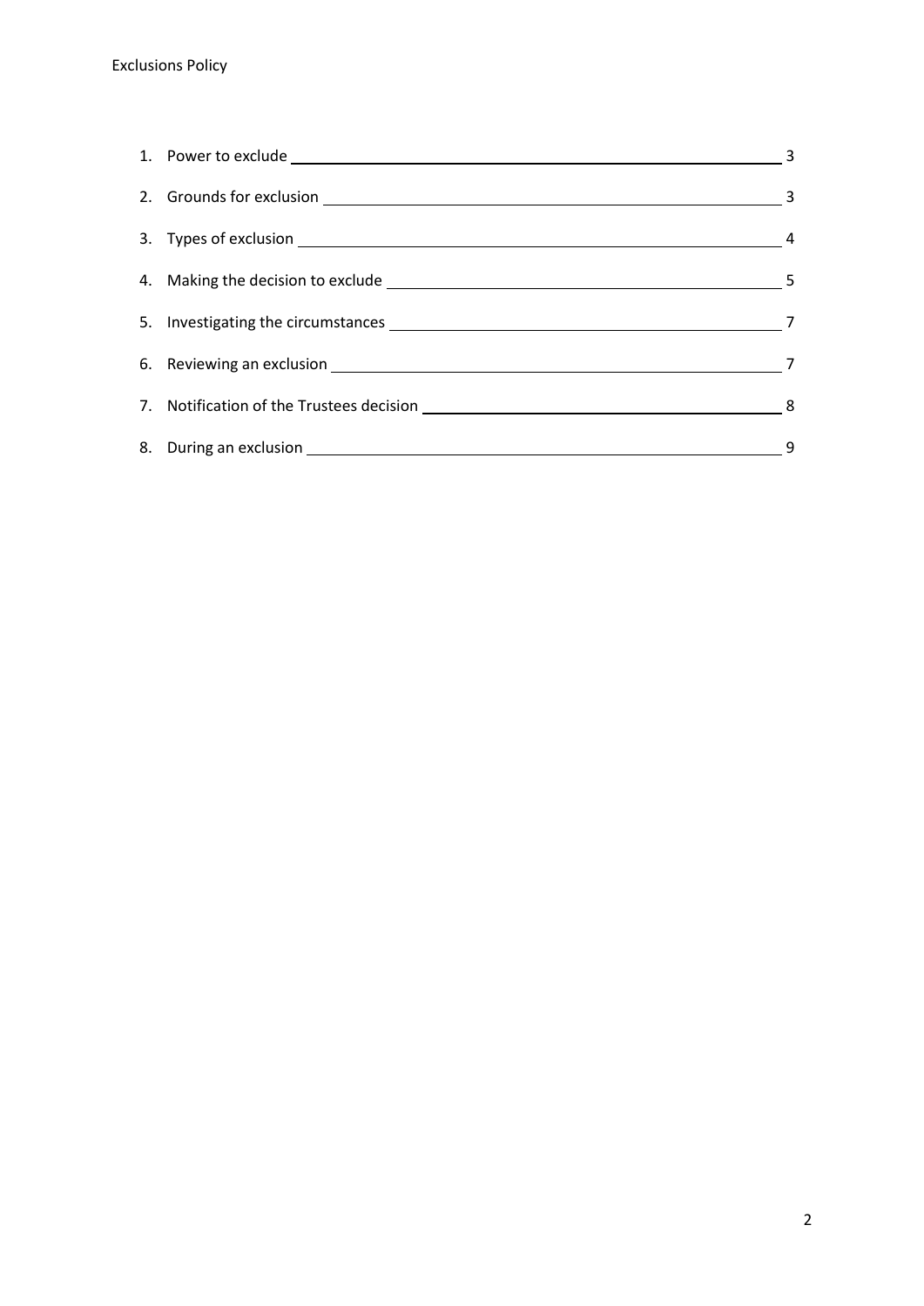1. Power to exclude 3
2. Grounds for exclusion 3
3. Types of exclusion 4
4. Making the decision to exclude 5
5. Investigating the circumstances 7
6. Reviewing an exclusion 7
7. Notification of the Trustees decision 8
8. During an exclusion 9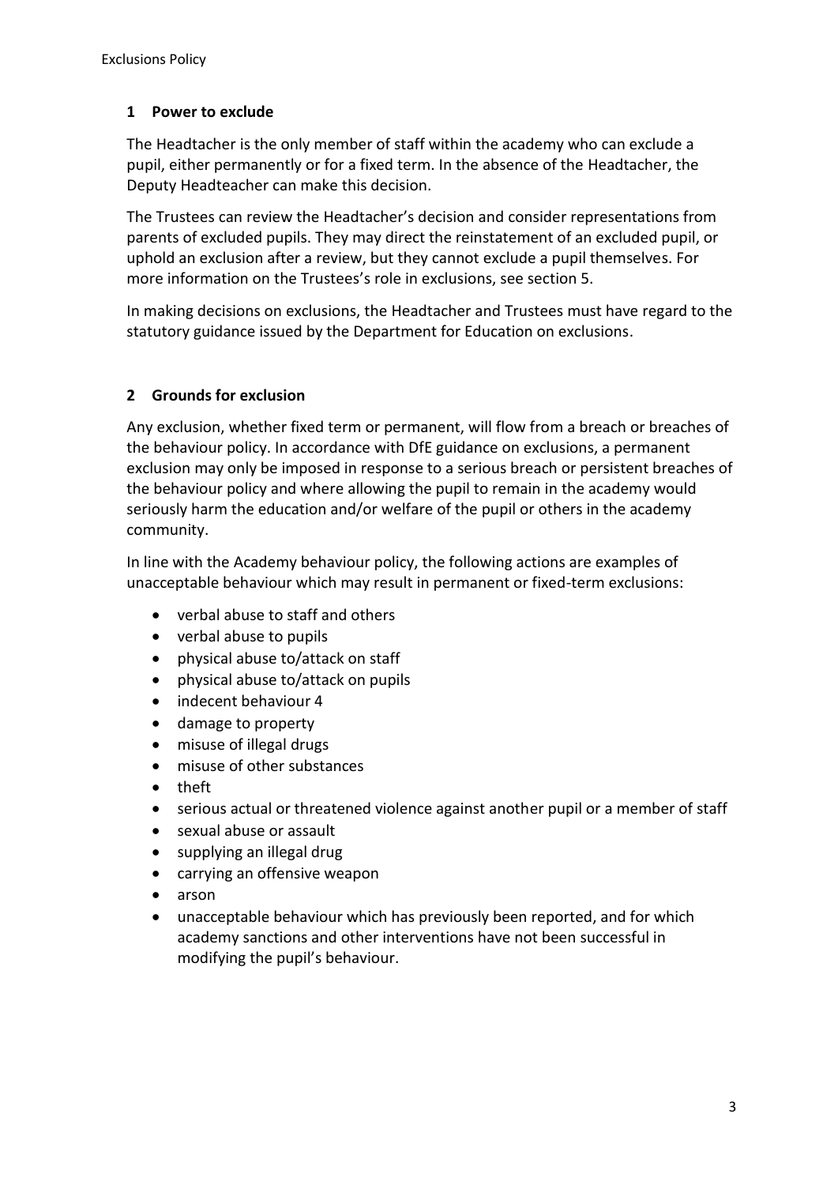## 1 Power to exclude

The Headtacher is the only member of staff within the academy who can exclude a pupil, either permanently or for a fixed term. In the absence of the Headtacher, the Deputy Headteacher can make this decision.

The Trustees can review the Headtacher's decision and consider representations from parents of excluded pupils. They may direct the reinstatement of an excluded pupil, or uphold an exclusion after a review, but they cannot exclude a pupil themselves. For more information on the Trustees's role in exclusions, see section 5.

In making decisions on exclusions, the Headtacher and Trustees must have regard to the statutory guidance issued by the Department for Education on exclusions.

## 2 Grounds for exclusion

Any exclusion, whether fixed term or permanent, will flow from a breach or breaches of the behaviour policy. In accordance with DfE guidance on exclusions, a permanent exclusion may only be imposed in response to a serious breach or persistent breaches of the behaviour policy and where allowing the pupil to remain in the academy would seriously harm the education and/or welfare of the pupil or others in the academy community.

In line with the Academy behaviour policy, the following actions are examples of unacceptable behaviour which may result in permanent or fixed-term exclusions:

- verbal abuse to staff and others
- verbal abuse to pupils
- physical abuse to/attack on staff
- physical abuse to/attack on pupils
- indecent behaviour 4
- damage to property
- misuse of illegal drugs
- misuse of other substances
- theft
- serious actual or threatened violence against another pupil or a member of staff
- sexual abuse or assault
- supplying an illegal drug
- carrying an offensive weapon
- arson
- unacceptable behaviour which has previously been reported, and for which academy sanctions and other interventions have not been successful in modifying the pupil's behaviour.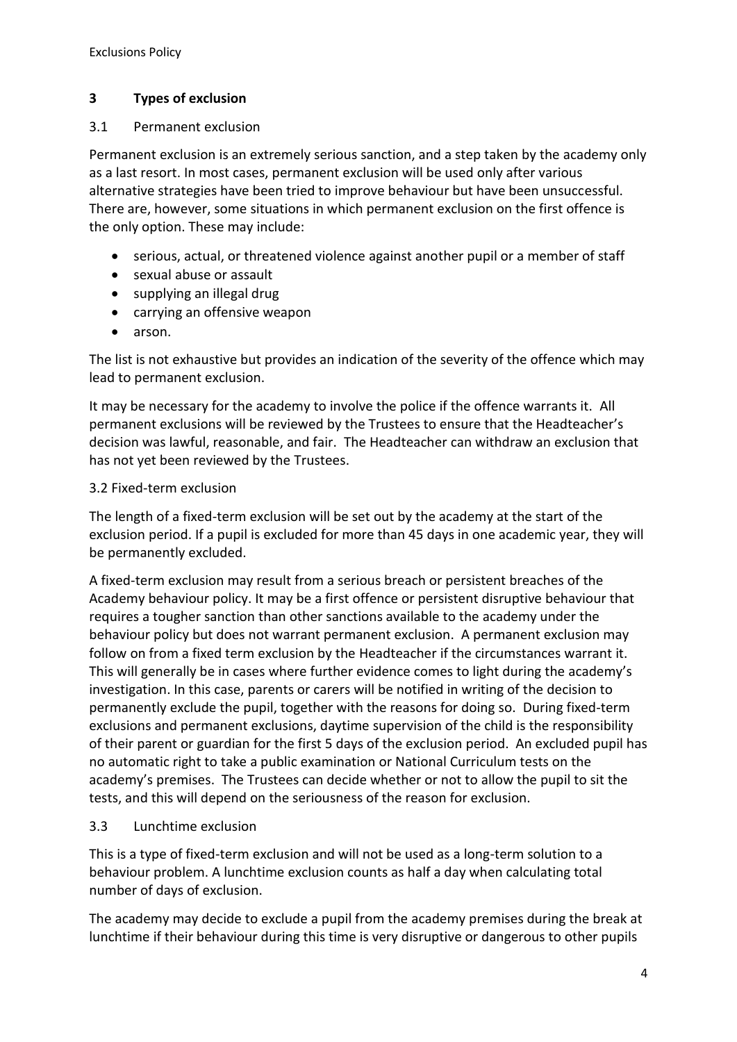## 3 Types of exclusion

### 3.1 Permanent exclusion

Permanent exclusion is an extremely serious sanction, and a step taken by the academy only as a last resort. In most cases, permanent exclusion will be used only after various alternative strategies have been tried to improve behaviour but have been unsuccessful. There are, however, some situations in which permanent exclusion on the first offence is the only option. These may include:

- serious, actual, or threatened violence against another pupil or a member of staff
- sexual abuse or assault
- supplying an illegal drug
- carrying an offensive weapon
- arson.

The list is not exhaustive but provides an indication of the severity of the offence which may lead to permanent exclusion.

It may be necessary for the academy to involve the police if the offence warrants it. All permanent exclusions will be reviewed by the Trustees to ensure that the Headteacher's decision was lawful, reasonable, and fair. The Headteacher can withdraw an exclusion that has not yet been reviewed by the Trustees.

### 3.2 Fixed-term exclusion

The length of a fixed-term exclusion will be set out by the academy at the start of the exclusion period. If a pupil is excluded for more than 45 days in one academic year, they will be permanently excluded.

A fixed-term exclusion may result from a serious breach or persistent breaches of the Academy behaviour policy. It may be a first offence or persistent disruptive behaviour that requires a tougher sanction than other sanctions available to the academy under the behaviour policy but does not warrant permanent exclusion. A permanent exclusion may follow on from a fixed term exclusion by the Headteacher if the circumstances warrant it. This will generally be in cases where further evidence comes to light during the academy's investigation. In this case, parents or carers will be notified in writing of the decision to permanently exclude the pupil, together with the reasons for doing so. During fixed-term exclusions and permanent exclusions, daytime supervision of the child is the responsibility of their parent or guardian for the first 5 days of the exclusion period. An excluded pupil has no automatic right to take a public examination or National Curriculum tests on the academy's premises. The Trustees can decide whether or not to allow the pupil to sit the tests, and this will depend on the seriousness of the reason for exclusion.

### 3.3 Lunchtime exclusion

This is a type of fixed-term exclusion and will not be used as a long-term solution to a behaviour problem. A lunchtime exclusion counts as half a day when calculating total number of days of exclusion.

The academy may decide to exclude a pupil from the academy premises during the break at lunchtime if their behaviour during this time is very disruptive or dangerous to other pupils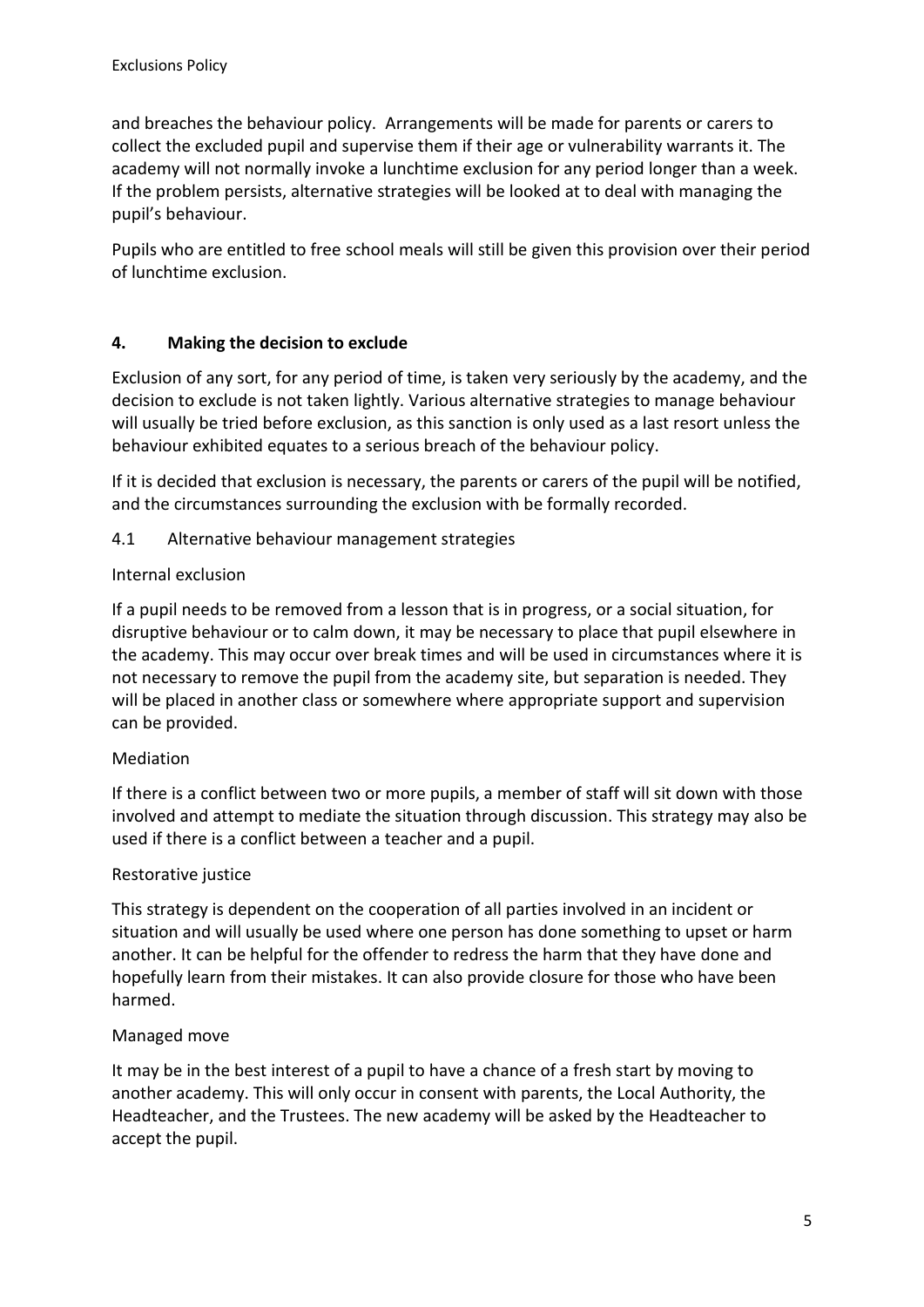and breaches the behaviour policy.  Arrangements will be made for parents or carers to collect the excluded pupil and supervise them if their age or vulnerability warrants it. The academy will not normally invoke a lunchtime exclusion for any period longer than a week. If the problem persists, alternative strategies will be looked at to deal with managing the pupil's behaviour.

Pupils who are entitled to free school meals will still be given this provision over their period of lunchtime exclusion.

## 4. Making the decision to exclude

Exclusion of any sort, for any period of time, is taken very seriously by the academy, and the decision to exclude is not taken lightly. Various alternative strategies to manage behaviour will usually be tried before exclusion, as this sanction is only used as a last resort unless the behaviour exhibited equates to a serious breach of the behaviour policy.

If it is decided that exclusion is necessary, the parents or carers of the pupil will be notified, and the circumstances surrounding the exclusion with be formally recorded.

### 4.1 Alternative behaviour management strategies

Internal exclusion

If a pupil needs to be removed from a lesson that is in progress, or a social situation, for disruptive behaviour or to calm down, it may be necessary to place that pupil elsewhere in the academy. This may occur over break times and will be used in circumstances where it is not necessary to remove the pupil from the academy site, but separation is needed. They will be placed in another class or somewhere where appropriate support and supervision can be provided.

Mediation

If there is a conflict between two or more pupils, a member of staff will sit down with those involved and attempt to mediate the situation through discussion. This strategy may also be used if there is a conflict between a teacher and a pupil.

Restorative justice

This strategy is dependent on the cooperation of all parties involved in an incident or situation and will usually be used where one person has done something to upset or harm another. It can be helpful for the offender to redress the harm that they have done and hopefully learn from their mistakes. It can also provide closure for those who have been harmed.

Managed move

It may be in the best interest of a pupil to have a chance of a fresh start by moving to another academy. This will only occur in consent with parents, the Local Authority, the Headteacher, and the Trustees. The new academy will be asked by the Headteacher to accept the pupil.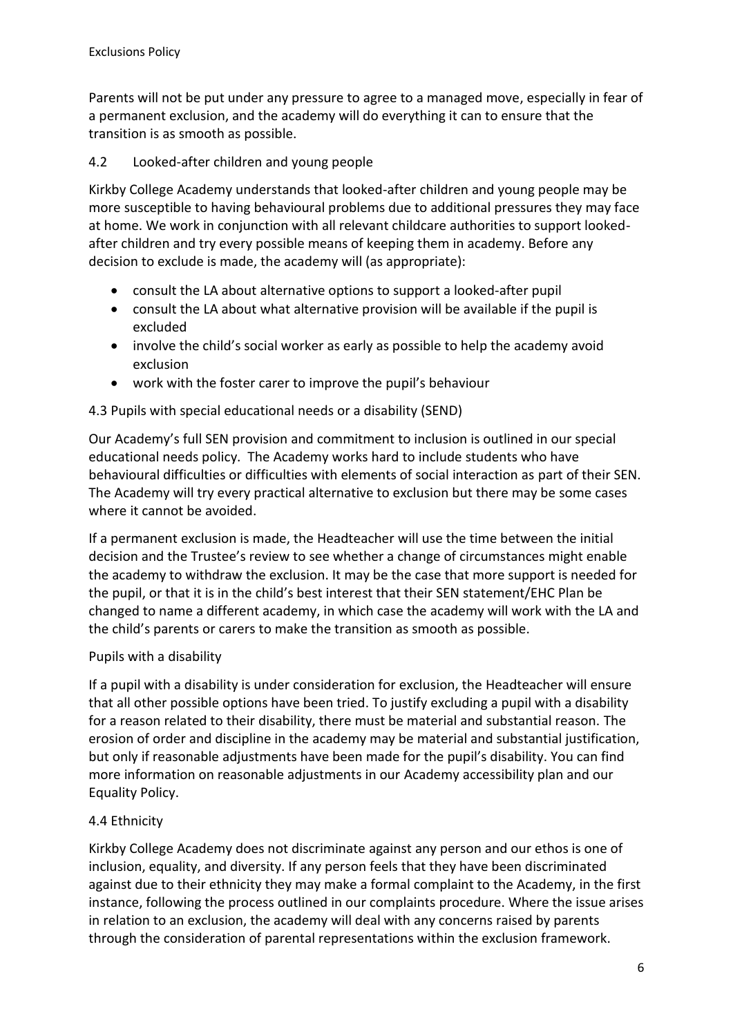Parents will not be put under any pressure to agree to a managed move, especially in fear of a permanent exclusion, and the academy will do everything it can to ensure that the transition is as smooth as possible.

### 4.2 Looked-after children and young people

Kirkby College Academy understands that looked-after children and young people may be more susceptible to having behavioural problems due to additional pressures they may face at home. We work in conjunction with all relevant childcare authorities to support looked-after children and try every possible means of keeping them in academy. Before any decision to exclude is made, the academy will (as appropriate):

- consult the LA about alternative options to support a looked-after pupil
- consult the LA about what alternative provision will be available if the pupil is excluded
- involve the child's social worker as early as possible to help the academy avoid exclusion
- work with the foster carer to improve the pupil's behaviour

### 4.3 Pupils with special educational needs or a disability (SEND)

Our Academy's full SEN provision and commitment to inclusion is outlined in our special educational needs policy. The Academy works hard to include students who have behavioural difficulties or difficulties with elements of social interaction as part of their SEN. The Academy will try every practical alternative to exclusion but there may be some cases where it cannot be avoided.

If a permanent exclusion is made, the Headteacher will use the time between the initial decision and the Trustee's review to see whether a change of circumstances might enable the academy to withdraw the exclusion. It may be the case that more support is needed for the pupil, or that it is in the child's best interest that their SEN statement/EHC Plan be changed to name a different academy, in which case the academy will work with the LA and the child's parents or carers to make the transition as smooth as possible.

#### Pupils with a disability

If a pupil with a disability is under consideration for exclusion, the Headteacher will ensure that all other possible options have been tried. To justify excluding a pupil with a disability for a reason related to their disability, there must be material and substantial reason. The erosion of order and discipline in the academy may be material and substantial justification, but only if reasonable adjustments have been made for the pupil's disability. You can find more information on reasonable adjustments in our Academy accessibility plan and our Equality Policy.

### 4.4 Ethnicity

Kirkby College Academy does not discriminate against any person and our ethos is one of inclusion, equality, and diversity. If any person feels that they have been discriminated against due to their ethnicity they may make a formal complaint to the Academy, in the first instance, following the process outlined in our complaints procedure. Where the issue arises in relation to an exclusion, the academy will deal with any concerns raised by parents through the consideration of parental representations within the exclusion framework.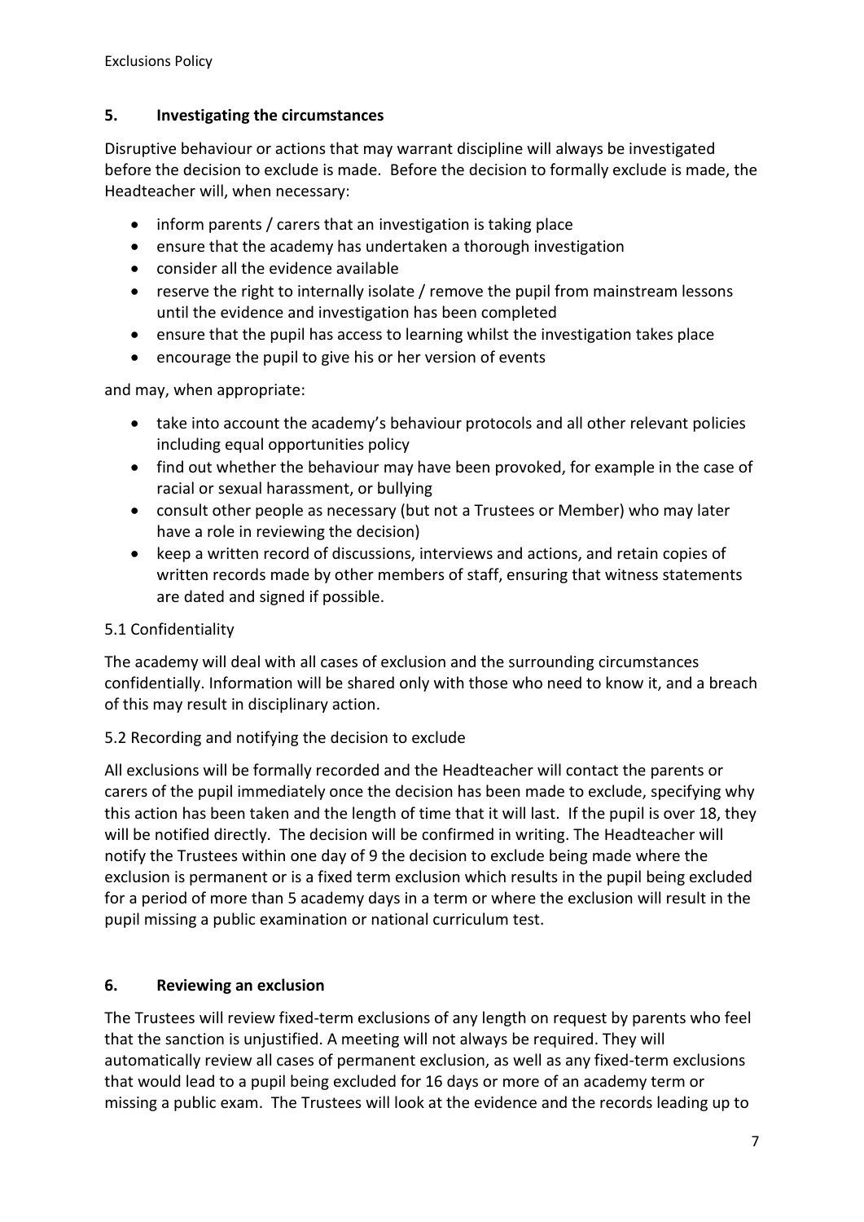## 5. Investigating the circumstances

Disruptive behaviour or actions that may warrant discipline will always be investigated before the decision to exclude is made. Before the decision to formally exclude is made, the Headteacher will, when necessary:

- inform parents / carers that an investigation is taking place
- ensure that the academy has undertaken a thorough investigation
- consider all the evidence available
- reserve the right to internally isolate / remove the pupil from mainstream lessons until the evidence and investigation has been completed
- ensure that the pupil has access to learning whilst the investigation takes place
- encourage the pupil to give his or her version of events

and may, when appropriate:

- take into account the academy's behaviour protocols and all other relevant policies including equal opportunities policy
- find out whether the behaviour may have been provoked, for example in the case of racial or sexual harassment, or bullying
- consult other people as necessary (but not a Trustees or Member) who may later have a role in reviewing the decision)
- keep a written record of discussions, interviews and actions, and retain copies of written records made by other members of staff, ensuring that witness statements are dated and signed if possible.

### 5.1 Confidentiality

The academy will deal with all cases of exclusion and the surrounding circumstances confidentially. Information will be shared only with those who need to know it, and a breach of this may result in disciplinary action.

### 5.2 Recording and notifying the decision to exclude

All exclusions will be formally recorded and the Headteacher will contact the parents or carers of the pupil immediately once the decision has been made to exclude, specifying why this action has been taken and the length of time that it will last. If the pupil is over 18, they will be notified directly. The decision will be confirmed in writing. The Headteacher will notify the Trustees within one day of 9 the decision to exclude being made where the exclusion is permanent or is a fixed term exclusion which results in the pupil being excluded for a period of more than 5 academy days in a term or where the exclusion will result in the pupil missing a public examination or national curriculum test.

## 6. Reviewing an exclusion

The Trustees will review fixed-term exclusions of any length on request by parents who feel that the sanction is unjustified. A meeting will not always be required. They will automatically review all cases of permanent exclusion, as well as any fixed-term exclusions that would lead to a pupil being excluded for 16 days or more of an academy term or missing a public exam. The Trustees will look at the evidence and the records leading up to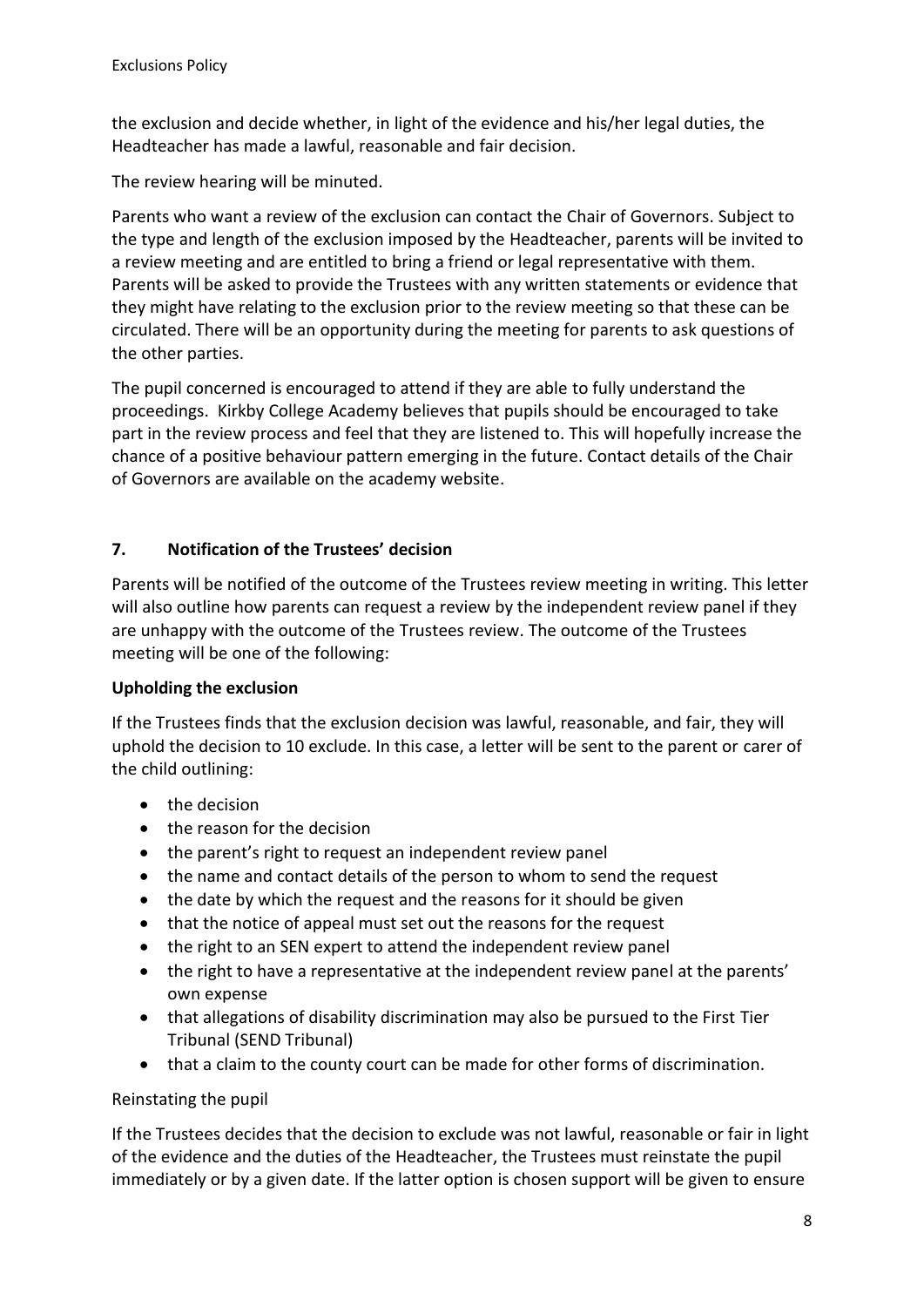the exclusion and decide whether, in light of the evidence and his/her legal duties, the Headteacher has made a lawful, reasonable and fair decision.

The review hearing will be minuted.

Parents who want a review of the exclusion can contact the Chair of Governors. Subject to the type and length of the exclusion imposed by the Headteacher, parents will be invited to a review meeting and are entitled to bring a friend or legal representative with them. Parents will be asked to provide the Trustees with any written statements or evidence that they might have relating to the exclusion prior to the review meeting so that these can be circulated. There will be an opportunity during the meeting for parents to ask questions of the other parties.

The pupil concerned is encouraged to attend if they are able to fully understand the proceedings. Kirkby College Academy believes that pupils should be encouraged to take part in the review process and feel that they are listened to. This will hopefully increase the chance of a positive behaviour pattern emerging in the future. Contact details of the Chair of Governors are available on the academy website.

## 7. Notification of the Trustees' decision

Parents will be notified of the outcome of the Trustees review meeting in writing. This letter will also outline how parents can request a review by the independent review panel if they are unhappy with the outcome of the Trustees review. The outcome of the Trustees meeting will be one of the following:

**Upholding the exclusion**

If the Trustees finds that the exclusion decision was lawful, reasonable, and fair, they will uphold the decision to 10 exclude. In this case, a letter will be sent to the parent or carer of the child outlining:

- the decision
- the reason for the decision
- the parent's right to request an independent review panel
- the name and contact details of the person to whom to send the request
- the date by which the request and the reasons for it should be given
- that the notice of appeal must set out the reasons for the request
- the right to an SEN expert to attend the independent review panel
- the right to have a representative at the independent review panel at the parents' own expense
- that allegations of disability discrimination may also be pursued to the First Tier Tribunal (SEND Tribunal)
- that a claim to the county court can be made for other forms of discrimination.

Reinstating the pupil

If the Trustees decides that the decision to exclude was not lawful, reasonable or fair in light of the evidence and the duties of the Headteacher, the Trustees must reinstate the pupil immediately or by a given date. If the latter option is chosen support will be given to ensure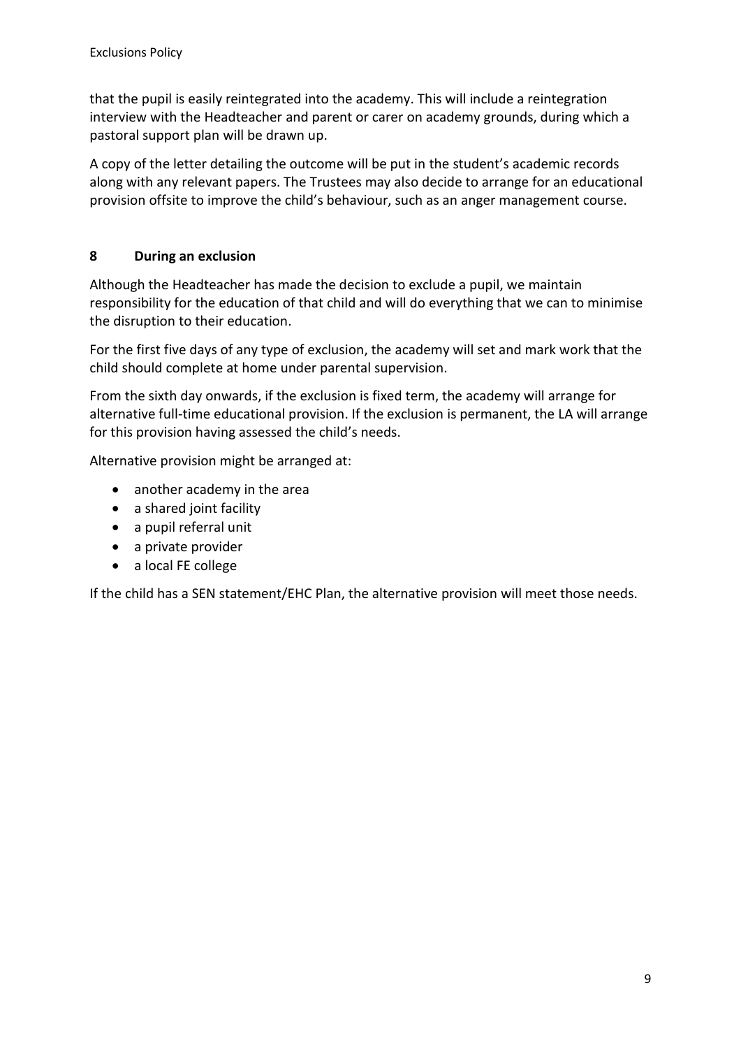that the pupil is easily reintegrated into the academy. This will include a reintegration interview with the Headteacher and parent or carer on academy grounds, during which a pastoral support plan will be drawn up.

A copy of the letter detailing the outcome will be put in the student's academic records along with any relevant papers. The Trustees may also decide to arrange for an educational provision offsite to improve the child's behaviour, such as an anger management course.

## 8 During an exclusion

Although the Headteacher has made the decision to exclude a pupil, we maintain responsibility for the education of that child and will do everything that we can to minimise the disruption to their education.

For the first five days of any type of exclusion, the academy will set and mark work that the child should complete at home under parental supervision.

From the sixth day onwards, if the exclusion is fixed term, the academy will arrange for alternative full-time educational provision. If the exclusion is permanent, the LA will arrange for this provision having assessed the child's needs.

Alternative provision might be arranged at:

- another academy in the area
- a shared joint facility
- a pupil referral unit
- a private provider
- a local FE college

If the child has a SEN statement/EHC Plan, the alternative provision will meet those needs.